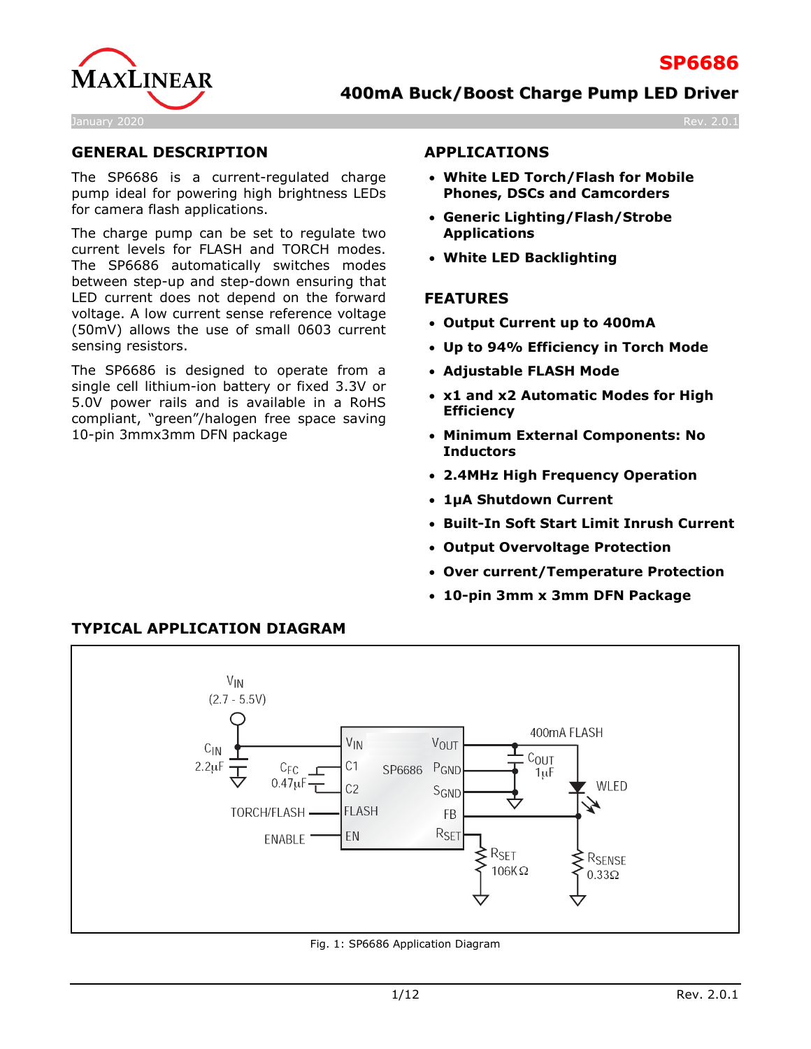# SP6686

## 400mA Buck/Boost Charge Pump LED Driver

January 2020 Rev. 2.0.1

## GENERAL DESCRIPTION

The SP6686 is a current-regulated charge pump ideal for powering high brightness LEDs for camera flash applications.

The charge pump can be set to regulate two current levels for FLASH and TORCH modes. The SP6686 automatically switches modes between step-up and step-down ensuring that LED current does not depend on the forward voltage. A low current sense reference voltage (50mV) allows the use of small 0603 current sensing resistors.

The SP6686 is designed to operate from a single cell lithium-ion battery or fixed 3.3V or 5.0V power rails and is available in a RoHS compliant, "green"/halogen free space saving 10-pin 3mmx3mm DFN package

## APPLICATIONS

- **White LED Torch/Flash for Mobile Phones, DSCs and Camcorders**
- **Generic Lighting/Flash/Strobe Applications**
- **White LED Backlighting**

## FEATURES

- **Output Current up to 400mA**
- **Up to 94% Efficiency in Torch Mode**
- **Adjustable FLASH Mode**
- **x1 and x2 Automatic Modes for High Efficiency**
- **Minimum External Components: No Inductors**
- **2.4MHz High Frequency Operation**
- **1µA Shutdown Current**
- **Built-In Soft Start Limit Inrush Current**
- **Output Overvoltage Protection**
- **Over current/Temperature Protection**
- **10-pin 3mm x 3mm DFN Package**

## TYPICAL APPLICATION DIAGRAM

Fig. 1: SP6686 Application Diagram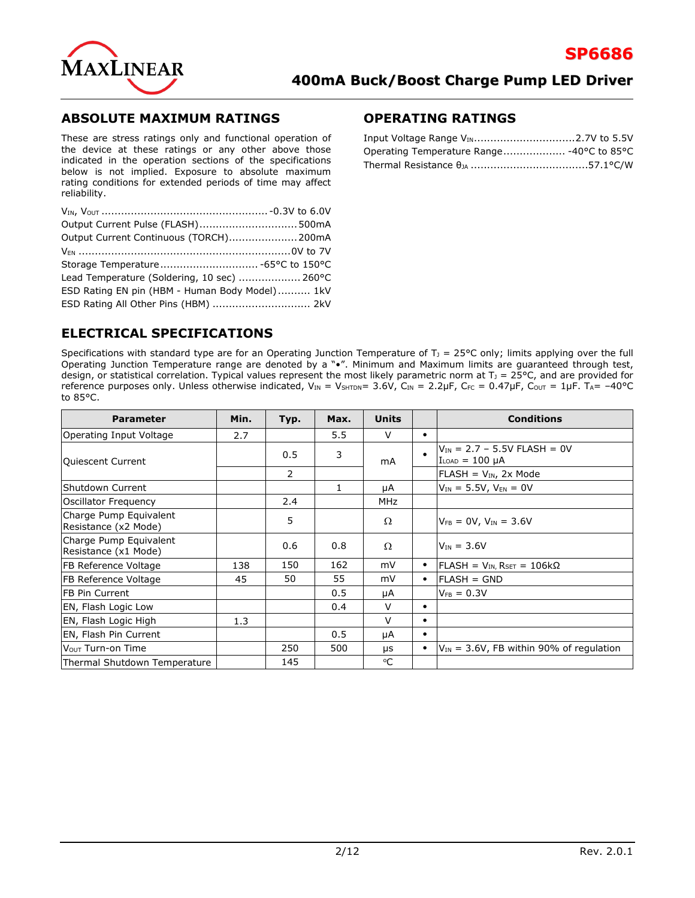## ABSOLUTE MAXIMUM RATINGS

These are stress ratings only and functional operation of the device at these ratings or any other above those indicated in the operation sections of the specifications below is not implied. Exposure to absolute maximum rating conditions for extended periods of time may affect reliability.

$V_{IN}$, $V_{OUT}$ .................................................. -0.3V to 6.0V
Output Current Pulse (FLASH) .............................. 500mA
Output Current Continuous (TORCH) ..................... 200mA
$V_{EN}$ ................................................................ 0V to 7V
Storage Temperature .............................. -65°C to 150°C
Lead Temperature (Soldering, 10 sec) ................... 260°C
ESD Rating EN pin (HBM - Human Body Model) .......... 1kV
ESD Rating All Other Pins (HBM) ............................. 2kV

## OPERATING RATINGS

Input Voltage Range $V_{IN}$ ............................... 2.7V to 5.5V
Operating Temperature Range ................... -40°C to 85°C
Thermal Resistance $\theta_{JA}$ .................................... 57.1°C/W

## ELECTRICAL SPECIFICATIONS

Specifications with standard type are for an Operating Junction Temperature of $T_J$ = 25°C only; limits applying over the full Operating Junction Temperature range are denoted by a "•". Minimum and Maximum limits are guaranteed through test, design, or statistical correlation. Typical values represent the most likely parametric norm at $T_J$ = 25°C, and are provided for reference purposes only. Unless otherwise indicated, $V_{IN}$ = $V_{SHTDN}$= 3.6V, $C_{IN}$ = 2.2µF, $C_{FC}$ = 0.47µF, $C_{OUT}$ = 1µF. $T_A$= –40°C to 85°C.

| Parameter | Min. | Typ. | Max. | Units | | Conditions |
|---|---|---|---|---|---|---|
| Operating Input Voltage | 2.7 | | 5.5 | V | • | |
| Quiescent Current | | 0.5 | 3 | mA | • | $V_{IN}$ = 2.7 – 5.5V FLASH = 0V $I_{LOAD}$ = 100 µA |
| | | 2 | | | | FLASH = $V_{IN}$, 2x Mode |
| Shutdown Current | | | 1 | µA | | $V_{IN}$ = 5.5V, $V_{EN}$ = 0V |
| Oscillator Frequency | | 2.4 | | MHz | | |
| Charge Pump Equivalent Resistance (x2 Mode) | | 5 | | Ω | | $V_{FB}$ = 0V, $V_{IN}$ = 3.6V |
| Charge Pump Equivalent Resistance (x1 Mode) | | 0.6 | 0.8 | Ω | | $V_{IN}$ = 3.6V |
| FB Reference Voltage | 138 | 150 | 162 | mV | • | FLASH = $V_{IN}$, $R_{SET}$ = 106kΩ |
| FB Reference Voltage | 45 | 50 | 55 | mV | • | FLASH = GND |
| FB Pin Current | | | 0.5 | µA | | $V_{FB}$ = 0.3V |
| EN, Flash Logic Low | | | 0.4 | V | • | |
| EN, Flash Logic High | 1.3 | | | V | • | |
| EN, Flash Pin Current | | | 0.5 | µA | • | |
| $V_{OUT}$ Turn-on Time | | 250 | 500 | µs | • | $V_{IN}$ = 3.6V, FB within 90% of regulation |
| Thermal Shutdown Temperature | | 145 | | °C | | |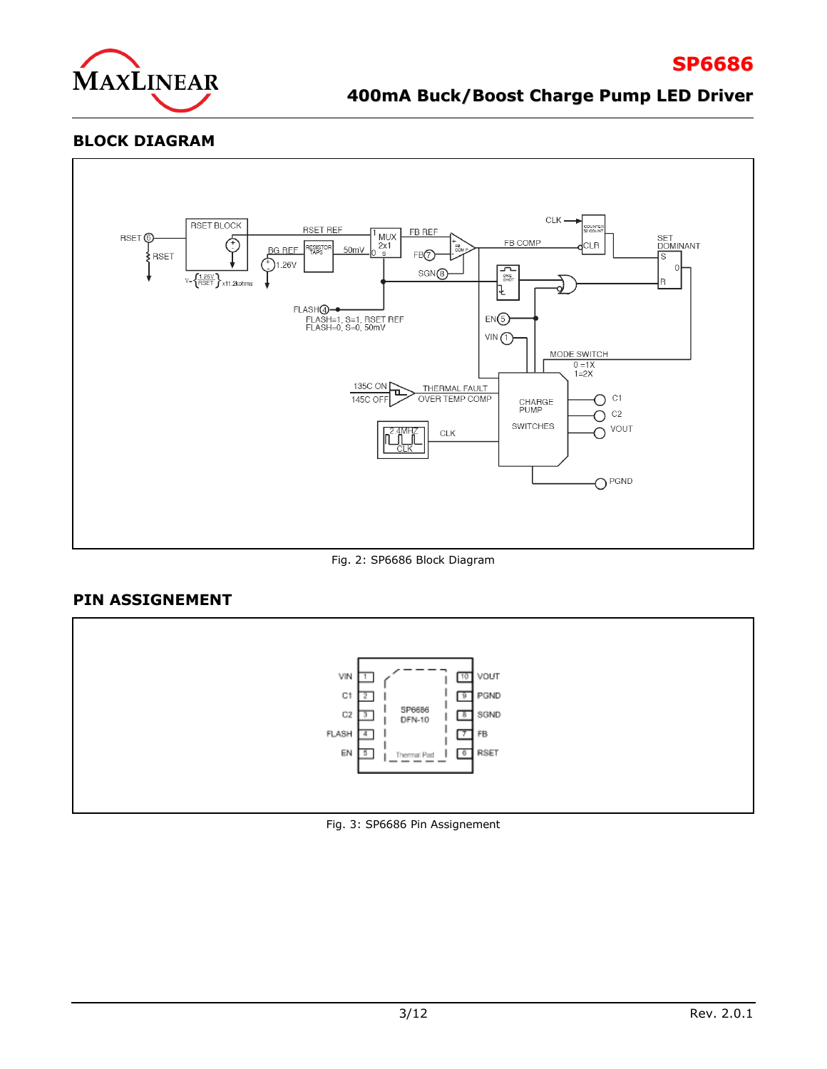## BLOCK DIAGRAM

Fig. 2: SP6686 Block Diagram

## PIN ASSIGNEMENT

Fig. 3: SP6686 Pin Assignement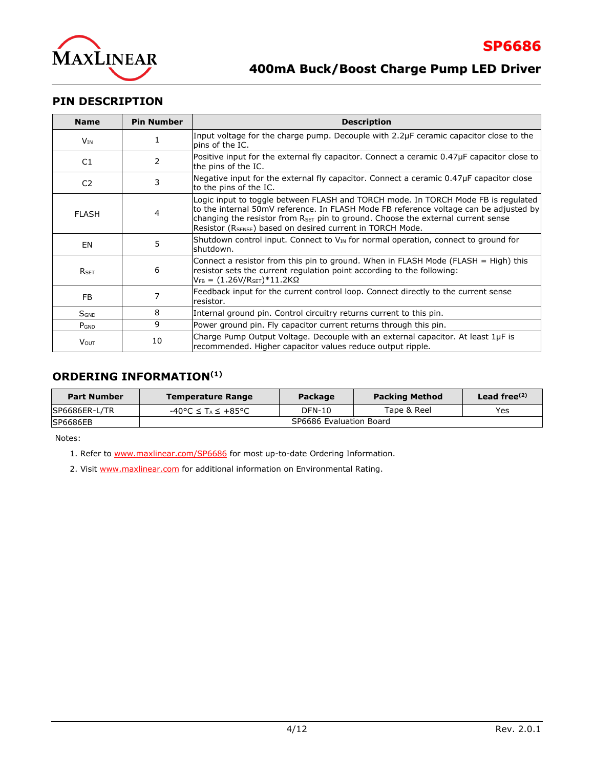## PIN DESCRIPTION

| Name | Pin Number | Description |
|---|---|---|
| $V_{IN}$ | 1 | Input voltage for the charge pump. Decouple with 2.2µF ceramic capacitor close to the pins of the IC. |
| C1 | 2 | Positive input for the external fly capacitor. Connect a ceramic 0.47µF capacitor close to the pins of the IC. |
| C2 | 3 | Negative input for the external fly capacitor. Connect a ceramic 0.47µF capacitor close to the pins of the IC. |
| FLASH | 4 | Logic input to toggle between FLASH and TORCH mode. In TORCH Mode FB is regulated to the internal 50mV reference. In FLASH Mode FB reference voltage can be adjusted by changing the resistor from $R_{SET}$ pin to ground. Choose the external current sense Resistor ($R_{SENSE}$) based on desired current in TORCH Mode. |
| EN | 5 | Shutdown control input. Connect to $V_{IN}$ for normal operation, connect to ground for shutdown. |
| $R_{SET}$ | 6 | Connect a resistor from this pin to ground. When in FLASH Mode (FLASH = High) this resistor sets the current regulation point according to the following: $V_{FB} = (1.26V/R_{SET})*11.2K\Omega$ |
| FB | 7 | Feedback input for the current control loop. Connect directly to the current sense resistor. |
| $S_{GND}$ | 8 | Internal ground pin. Control circuitry returns current to this pin. |
| $P_{GND}$ | 9 | Power ground pin. Fly capacitor current returns through this pin. |
| $V_{OUT}$ | 10 | Charge Pump Output Voltage. Decouple with an external capacitor. At least 1µF is recommended. Higher capacitor values reduce output ripple. |

## ORDERING INFORMATION[1]

| Part Number | Temperature Range | Package | Packing Method | Lead free[2] |
|---|---|---|---|---|
| SP6686ER-L/TR | $-40°C \leq T_A \leq +85°C$ | DFN-10 | Tape & Reel | Yes |
| SP6686EB | SP6686 Evaluation Board | | | |

Notes:

1. Refer to www.maxlinear.com/SP6686 for most up-to-date Ordering Information.
2. Visit www.maxlinear.com for additional information on Environmental Rating.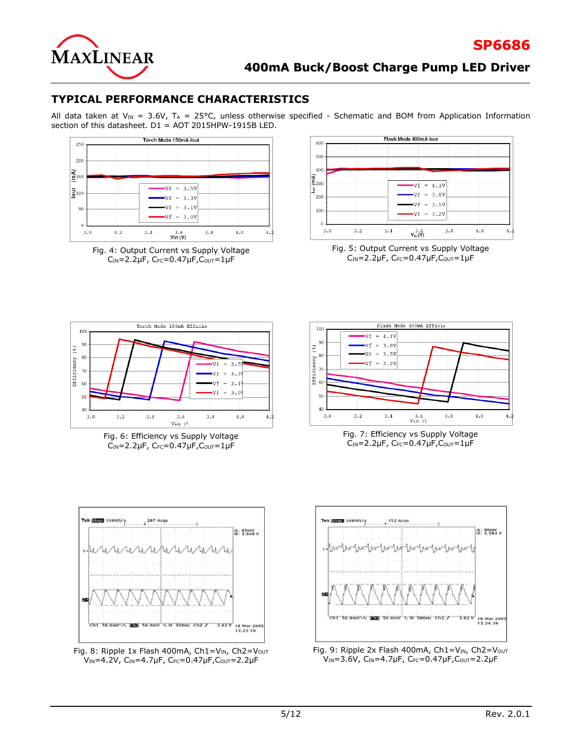## TYPICAL PERFORMANCE CHARACTERISTICS

All data taken at $V_{IN}$ = 3.6V, $T_A$ = 25°C, unless otherwise specified - Schematic and BOM from Application Information section of this datasheet. D1 = AOT 2015HPW-1915B LED.

Fig. 4: Output Current vs Supply Voltage
$C_{IN}$=2.2µF, $C_{FC}$=0.47µF, $C_{OUT}$=1µF

Fig. 5: Output Current vs Supply Voltage
$C_{IN}$=2.2µF, $C_{FC}$=0.47µF, $C_{OUT}$=1µF

Fig. 6: Efficiency vs Supply Voltage
$C_{IN}$=2.2µF, $C_{FC}$=0.47µF, $C_{OUT}$=1µF

Fig. 7: Efficiency vs Supply Voltage
$C_{IN}$=2.2µF, $C_{FC}$=0.47µF, $C_{OUT}$=1µF

Fig. 8: Ripple 1x Flash 400mA, Ch1=$V_{IN}$, Ch2=$V_{OUT}$
$V_{IN}$=4.2V, $C_{IN}$=4.7µF, $C_{FC}$=0.47µF, $C_{OUT}$=2.2µF

Fig. 9: Ripple 2x Flash 400mA, Ch1=$V_{IN}$, Ch2=$V_{OUT}$
$V_{IN}$=3.6V, $C_{IN}$=4.7µF, $C_{FC}$=0.47µF, $C_{OUT}$=2.2µF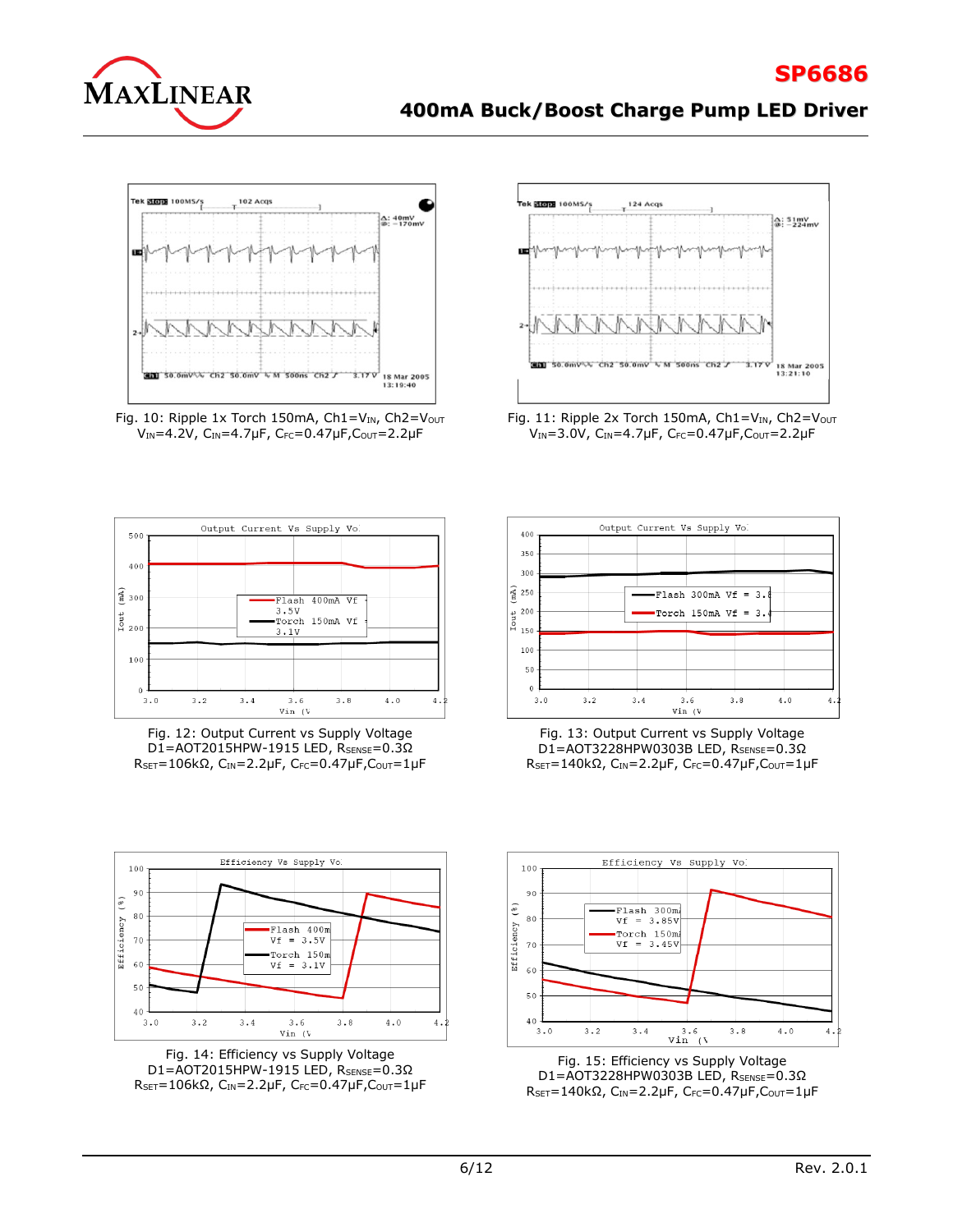Fig. 10: Ripple 1x Torch 150mA, Ch1=$V_{IN}$, Ch2=$V_{OUT}$
$V_{IN}$=4.2V, $C_{IN}$=4.7µF, $C_{FC}$=0.47µF,$C_{OUT}$=2.2µF

Fig. 11: Ripple 2x Torch 150mA, Ch1=$V_{IN}$, Ch2=$V_{OUT}$
$V_{IN}$=3.0V, $C_{IN}$=4.7µF, $C_{FC}$=0.47µF,$C_{OUT}$=2.2µF

Fig. 12: Output Current vs Supply Voltage
D1=AOT2015HPW-1915 LED, $R_{SENSE}$=0.3Ω
$R_{SET}$=106kΩ, $C_{IN}$=2.2µF, $C_{FC}$=0.47µF,$C_{OUT}$=1µF

Fig. 13: Output Current vs Supply Voltage
D1=AOT3228HPW0303B LED, $R_{SENSE}$=0.3Ω
$R_{SET}$=140kΩ, $C_{IN}$=2.2µF, $C_{FC}$=0.47µF,$C_{OUT}$=1µF

Fig. 14: Efficiency vs Supply Voltage
D1=AOT2015HPW-1915 LED, $R_{SENSE}$=0.3Ω
$R_{SET}$=106kΩ, $C_{IN}$=2.2µF, $C_{FC}$=0.47µF,$C_{OUT}$=1µF

Fig. 15: Efficiency vs Supply Voltage
D1=AOT3228HPW0303B LED, $R_{SENSE}$=0.3Ω
$R_{SET}$=140kΩ, $C_{IN}$=2.2µF, $C_{FC}$=0.47µF,$C_{OUT}$=1µF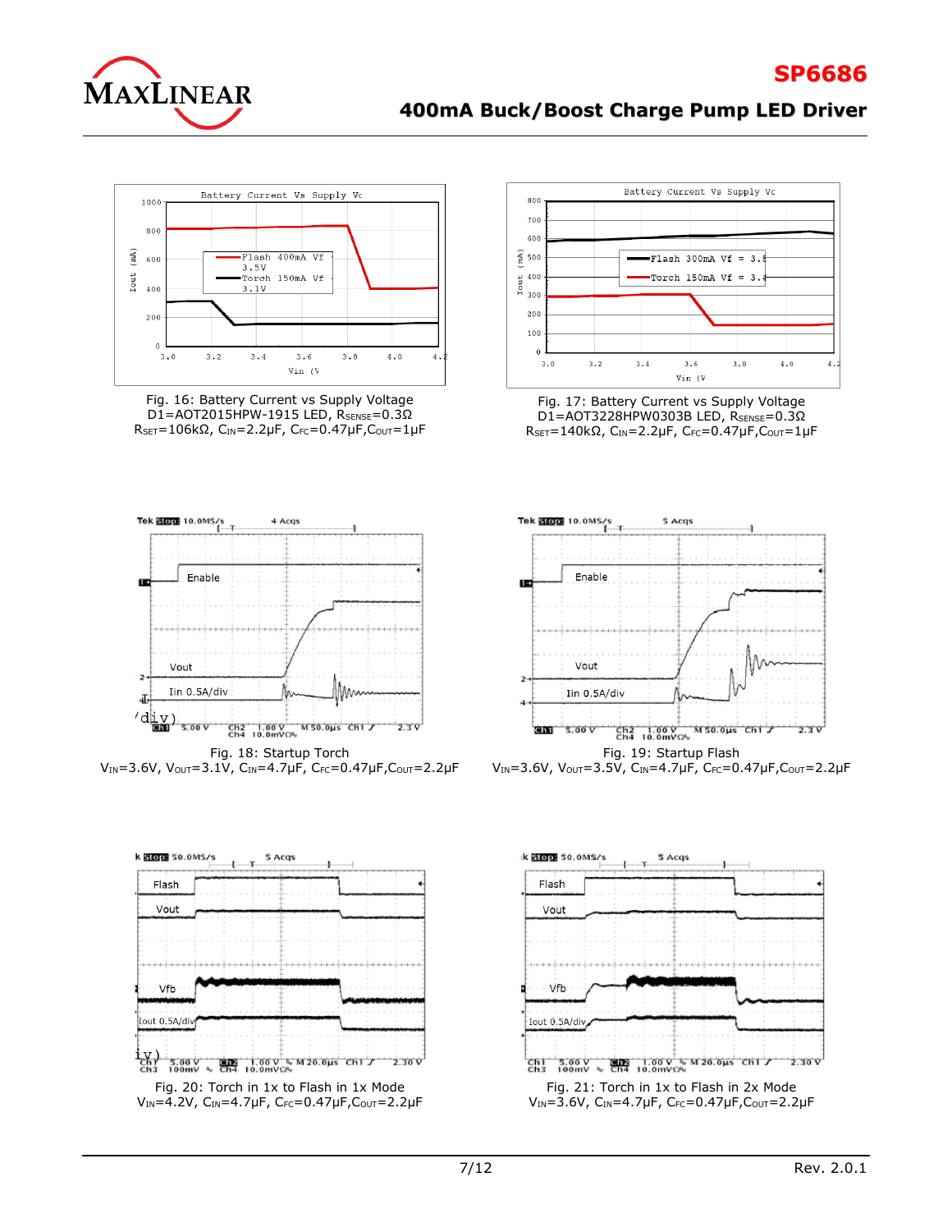Fig. 16: Battery Current vs Supply Voltage
D1=AOT2015HPW-1915 LED, $R_{SENSE}$=0.3Ω
$R_{SET}$=106kΩ, $C_{IN}$=2.2µF, $C_{FC}$=0.47µF,$C_{OUT}$=1µF

Fig. 17: Battery Current vs Supply Voltage
D1=AOT3228HPW0303B LED, $R_{SENSE}$=0.3Ω
$R_{SET}$=140kΩ, $C_{IN}$=2.2µF, $C_{FC}$=0.47µF,$C_{OUT}$=1µF

Fig. 18: Startup Torch
$V_{IN}$=3.6V, $V_{OUT}$=3.1V, $C_{IN}$=4.7µF, $C_{FC}$=0.47µF,$C_{OUT}$=2.2µF

Fig. 19: Startup Flash
$V_{IN}$=3.6V, $V_{OUT}$=3.5V, $C_{IN}$=4.7µF, $C_{FC}$=0.47µF,$C_{OUT}$=2.2µF

Fig. 20: Torch in 1x to Flash in 1x Mode
$V_{IN}$=4.2V, $C_{IN}$=4.7µF, $C_{FC}$=0.47µF,$C_{OUT}$=2.2µF

Fig. 21: Torch in 1x to Flash in 2x Mode
$V_{IN}$=3.6V, $C_{IN}$=4.7µF, $C_{FC}$=0.47µF,$C_{OUT}$=2.2µF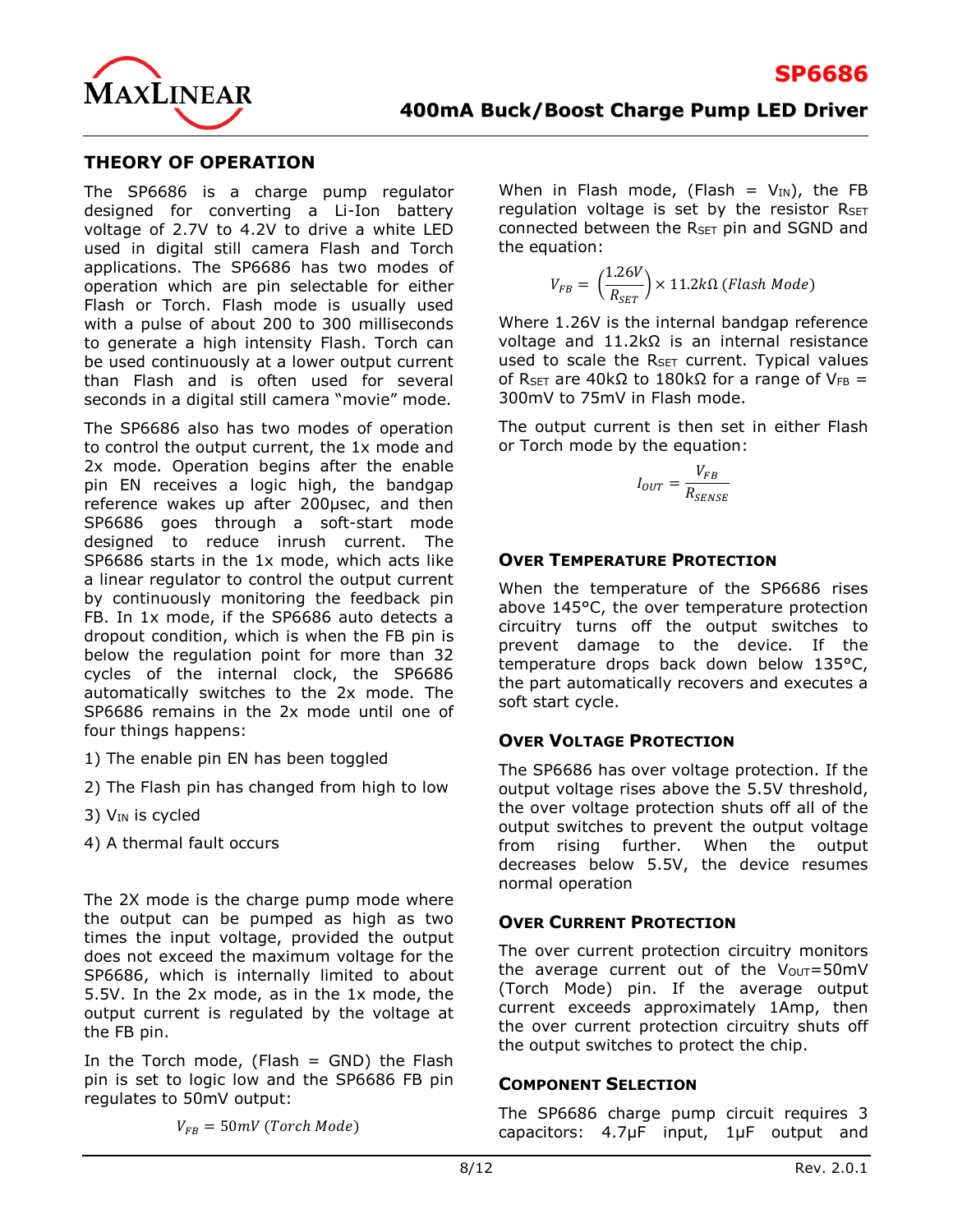## THEORY OF OPERATION

The SP6686 is a charge pump regulator designed for converting a Li-Ion battery voltage of 2.7V to 4.2V to drive a white LED used in digital still camera Flash and Torch applications. The SP6686 has two modes of operation which are pin selectable for either Flash or Torch. Flash mode is usually used with a pulse of about 200 to 300 milliseconds to generate a high intensity Flash. Torch can be used continuously at a lower output current than Flash and is often used for several seconds in a digital still camera "movie" mode.

The SP6686 also has two modes of operation to control the output current, the 1x mode and 2x mode. Operation begins after the enable pin EN receives a logic high, the bandgap reference wakes up after 200µsec, and then SP6686 goes through a soft-start mode designed to reduce inrush current. The SP6686 starts in the 1x mode, which acts like a linear regulator to control the output current by continuously monitoring the feedback pin FB. In 1x mode, if the SP6686 auto detects a dropout condition, which is when the FB pin is below the regulation point for more than 32 cycles of the internal clock, the SP6686 automatically switches to the 2x mode. The SP6686 remains in the 2x mode until one of four things happens:

1) The enable pin EN has been toggled

2) The Flash pin has changed from high to low

3) $V_{IN}$ is cycled

4) A thermal fault occurs

The 2X mode is the charge pump mode where the output can be pumped as high as two times the input voltage, provided the output does not exceed the maximum voltage for the SP6686, which is internally limited to about 5.5V. In the 2x mode, as in the 1x mode, the output current is regulated by the voltage at the FB pin.

In the Torch mode, (Flash = GND) the Flash pin is set to logic low and the SP6686 FB pin regulates to 50mV output:

$$V_{FB} = 50mV\ (Torch\ Mode)$$

When in Flash mode, (Flash = $V_{IN}$), the FB regulation voltage is set by the resistor $R_{SET}$ connected between the $R_{SET}$ pin and SGND and the equation:

$$V_{FB} = \left(\frac{1.26V}{R_{SET}}\right) \times 11.2k\Omega\ (Flash\ Mode)$$

Where 1.26V is the internal bandgap reference voltage and 11.2kΩ is an internal resistance used to scale the $R_{SET}$ current. Typical values of $R_{SET}$ are 40kΩ to 180kΩ for a range of $V_{FB}$ = 300mV to 75mV in Flash mode.

The output current is then set in either Flash or Torch mode by the equation:

$$I_{OUT} = \frac{V_{FB}}{R_{SENSE}}$$

### OVER TEMPERATURE PROTECTION

When the temperature of the SP6686 rises above 145°C, the over temperature protection circuitry turns off the output switches to prevent damage to the device. If the temperature drops back down below 135°C, the part automatically recovers and executes a soft start cycle.

### OVER VOLTAGE PROTECTION

The SP6686 has over voltage protection. If the output voltage rises above the 5.5V threshold, the over voltage protection shuts off all of the output switches to prevent the output voltage from rising further. When the output decreases below 5.5V, the device resumes normal operation

### OVER CURRENT PROTECTION

The over current protection circuitry monitors the average current out of the $V_{OUT}$=50mV (Torch Mode) pin. If the average output current exceeds approximately 1Amp, then the over current protection circuitry shuts off the output switches to protect the chip.

### COMPONENT SELECTION

The SP6686 charge pump circuit requires 3 capacitors: 4.7µF input, 1µF output and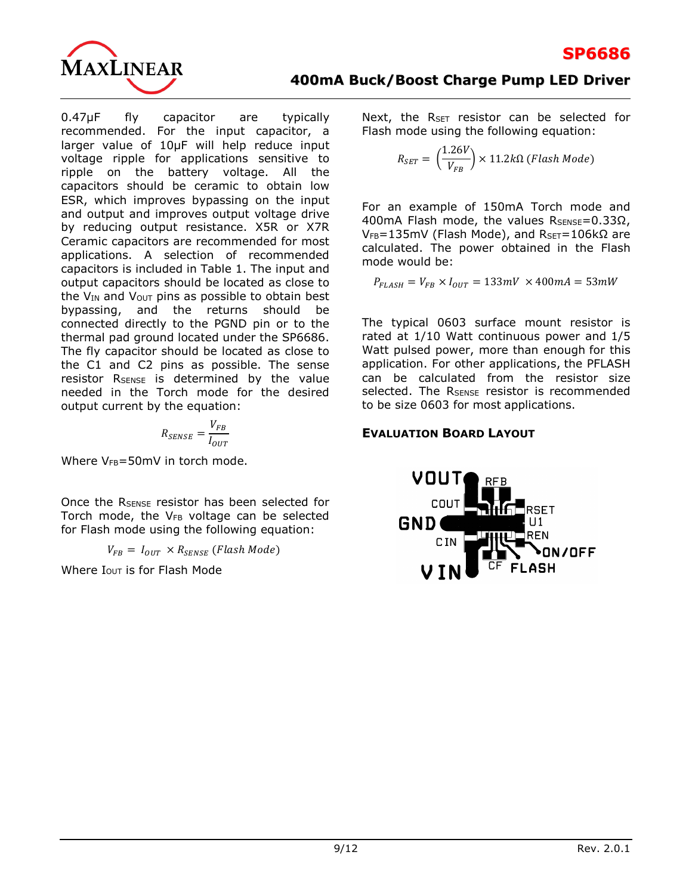0.47μF fly capacitor are typically recommended. For the input capacitor, a larger value of 10μF will help reduce input voltage ripple for applications sensitive to ripple on the battery voltage. All the capacitors should be ceramic to obtain low ESR, which improves bypassing on the input and output and improves output voltage drive by reducing output resistance. X5R or X7R Ceramic capacitors are recommended for most applications. A selection of recommended capacitors is included in Table 1. The input and output capacitors should be located as close to the $V_{IN}$ and $V_{OUT}$ pins as possible to obtain best bypassing, and the returns should be connected directly to the PGND pin or to the thermal pad ground located under the SP6686. The fly capacitor should be located as close to the C1 and C2 pins as possible. The sense resistor $R_{SENSE}$ is determined by the value needed in the Torch mode for the desired output current by the equation:

$$R_{SENSE} = \frac{V_{FB}}{I_{OUT}}$$

Where $V_{FB}$=50mV in torch mode.

Once the $R_{SENSE}$ resistor has been selected for Torch mode, the $V_{FB}$ voltage can be selected for Flash mode using the following equation:

$$V_{FB} = I_{OUT} \times R_{SENSE} \; (Flash\ Mode)$$

Where $I_{OUT}$ is for Flash Mode

Next, the $R_{SET}$ resistor can be selected for Flash mode using the following equation:

$$R_{SET} = \left(\frac{1.26V}{V_{FB}}\right) \times 11.2k\Omega \; (Flash\ Mode)$$

For an example of 150mA Torch mode and 400mA Flash mode, the values $R_{SENSE}$=0.33Ω, $V_{FB}$=135mV (Flash Mode), and $R_{SET}$=106kΩ are calculated. The power obtained in the Flash mode would be:

$$P_{FLASH} = V_{FB} \times I_{OUT} = 133mV \times 400mA = 53mW$$

The typical 0603 surface mount resistor is rated at 1/10 Watt continuous power and 1/5 Watt pulsed power, more than enough for this application. For other applications, the PFLASH can be calculated from the resistor size selected. The $R_{SENSE}$ resistor is recommended to be size 0603 for most applications.

## EVALUATION BOARD LAYOUT

VOUT RFB COUT RSET U1 GND REN CIN ON/OFF VIN CF FLASH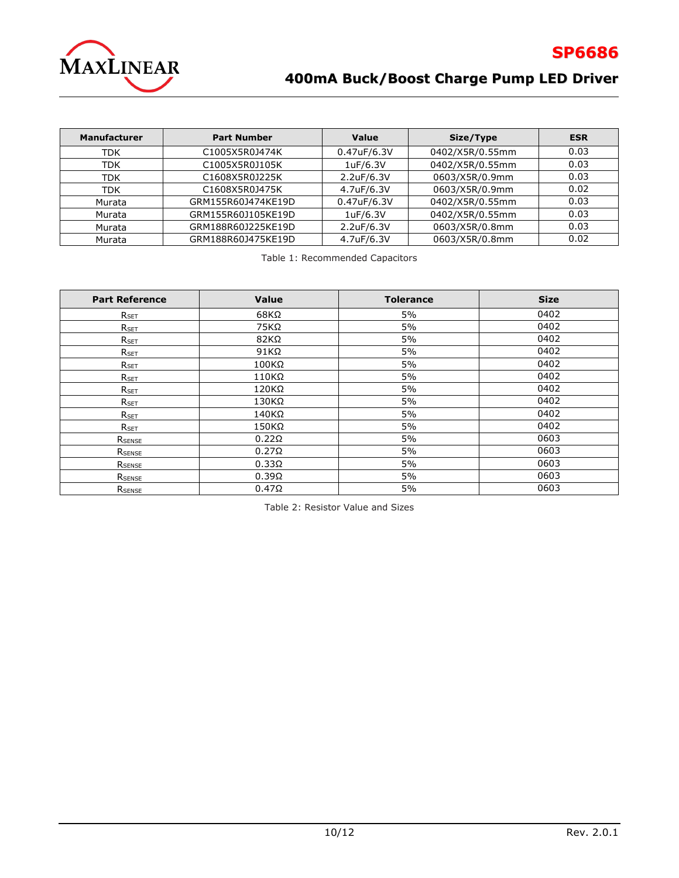| Manufacturer | Part Number | Value | Size/Type | ESR |
|---|---|---|---|---|
| TDK | C1005X5R0J474K | 0.47uF/6.3V | 0402/X5R/0.55mm | 0.03 |
| TDK | C1005X5R0J105K | 1uF/6.3V | 0402/X5R/0.55mm | 0.03 |
| TDK | C1608X5R0J225K | 2.2uF/6.3V | 0603/X5R/0.9mm | 0.03 |
| TDK | C1608X5R0J475K | 4.7uF/6.3V | 0603/X5R/0.9mm | 0.02 |
| Murata | GRM155R60J474KE19D | 0.47uF/6.3V | 0402/X5R/0.55mm | 0.03 |
| Murata | GRM155R60J105KE19D | 1uF/6.3V | 0402/X5R/0.55mm | 0.03 |
| Murata | GRM188R60J225KE19D | 2.2uF/6.3V | 0603/X5R/0.8mm | 0.03 |
| Murata | GRM188R60J475KE19D | 4.7uF/6.3V | 0603/X5R/0.8mm | 0.02 |

Table 1: Recommended Capacitors

| Part Reference | Value | Tolerance | Size |
|---|---|---|---|
| $R_{SET}$ | 68KΩ | 5% | 0402 |
| $R_{SET}$ | 75KΩ | 5% | 0402 |
| $R_{SET}$ | 82KΩ | 5% | 0402 |
| $R_{SET}$ | 91KΩ | 5% | 0402 |
| $R_{SET}$ | 100KΩ | 5% | 0402 |
| $R_{SET}$ | 110KΩ | 5% | 0402 |
| $R_{SET}$ | 120KΩ | 5% | 0402 |
| $R_{SET}$ | 130KΩ | 5% | 0402 |
| $R_{SET}$ | 140KΩ | 5% | 0402 |
| $R_{SET}$ | 150KΩ | 5% | 0402 |
| $R_{SENSE}$ | 0.22Ω | 5% | 0603 |
| $R_{SENSE}$ | 0.27Ω | 5% | 0603 |
| $R_{SENSE}$ | 0.33Ω | 5% | 0603 |
| $R_{SENSE}$ | 0.39Ω | 5% | 0603 |
| $R_{SENSE}$ | 0.47Ω | 5% | 0603 |

Table 2: Resistor Value and Sizes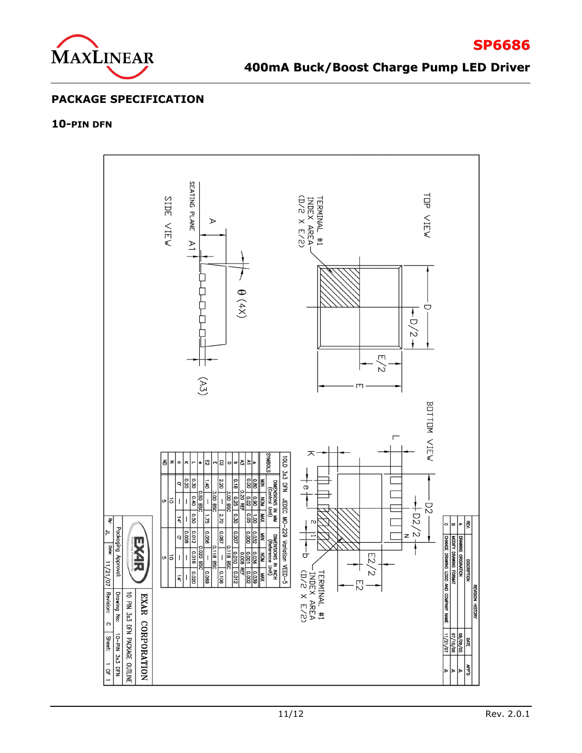## PACKAGE SPECIFICATION

### 10-PIN DFN

TOP VIEW

TERMINAL #1 INDEX AREA (D/2 X E/2)

SIDE VIEW

SEATING PLANE

BOTTOM VIEW

TERMINAL #1 INDEX AREA (D/2 X E/2)

10LD 3x3 DFN JEDEC MO-229 Variation VEED-5

| SYMBOLS | DIMENSIONS IN MM (Control Unit) | | | DIMENSIONS IN INCH (Reference Unit) | | |
|---|---|---|---|---|---|---|
| | MIN | NOM | MAX | MIN | NOM | MAX |
| A | 0.80 | 0.90 | 1.00 | 0.032 | 0.036 | 0.039 |
| A1 | 0.00 | 0.02 | 0.05 | 0.000 | 0.001 | 0.002 |
| A3 | 0.20 REF | | | 0.008 REF | | |
| b | 0.18 | 0.25 | 0.30 | 0.007 | 0.010 | 0.012 |
| D | 3.00 BSC | | | 0.118 BSC | | |
| D2 | 2.20 | — | 2.70 | 0.087 | — | 0.106 |
| E | 3.00 BSC | | | 0.118 BSC | | |
| E2 | 1.40 | — | 1.75 | 0.056 | — | 0.069 |
| e | 0.50 BSC | | | 0.020 BSC | | |
| L | 0.30 | 0.40 | 0.50 | 0.012 | 0.016 | 0.020 |
| K | 0.20 | — | — | 0.008 | — | — |
| θ | 0° | — | 14° | 0° | — | 14° |
| N | | 10 | | | 10 | |
| ND | | 5 | | | 5 | |

REVISION HISTORY

| REV. | DISCRIPTION | DATE | APP'D |
|---|---|---|---|
| A | DRAWING ORIGINATION | 08/09/05 | JL |
| B | MODIFY DRAWING FORMAT | 07/10/06 | JL |
| C | CHANGE DRAWING LOGO AND COMPANY NAME | 11/21/07 | JL |

EXAR CORPORATION

10 PIN 3x3 DFN PACKAGE OUTLINE

Packaging Approval: | Drawing No: 10-PIN 3x3 DFN

By: JL | Date: 11/21/07 | Revision: C | Sheet: 1 OF 1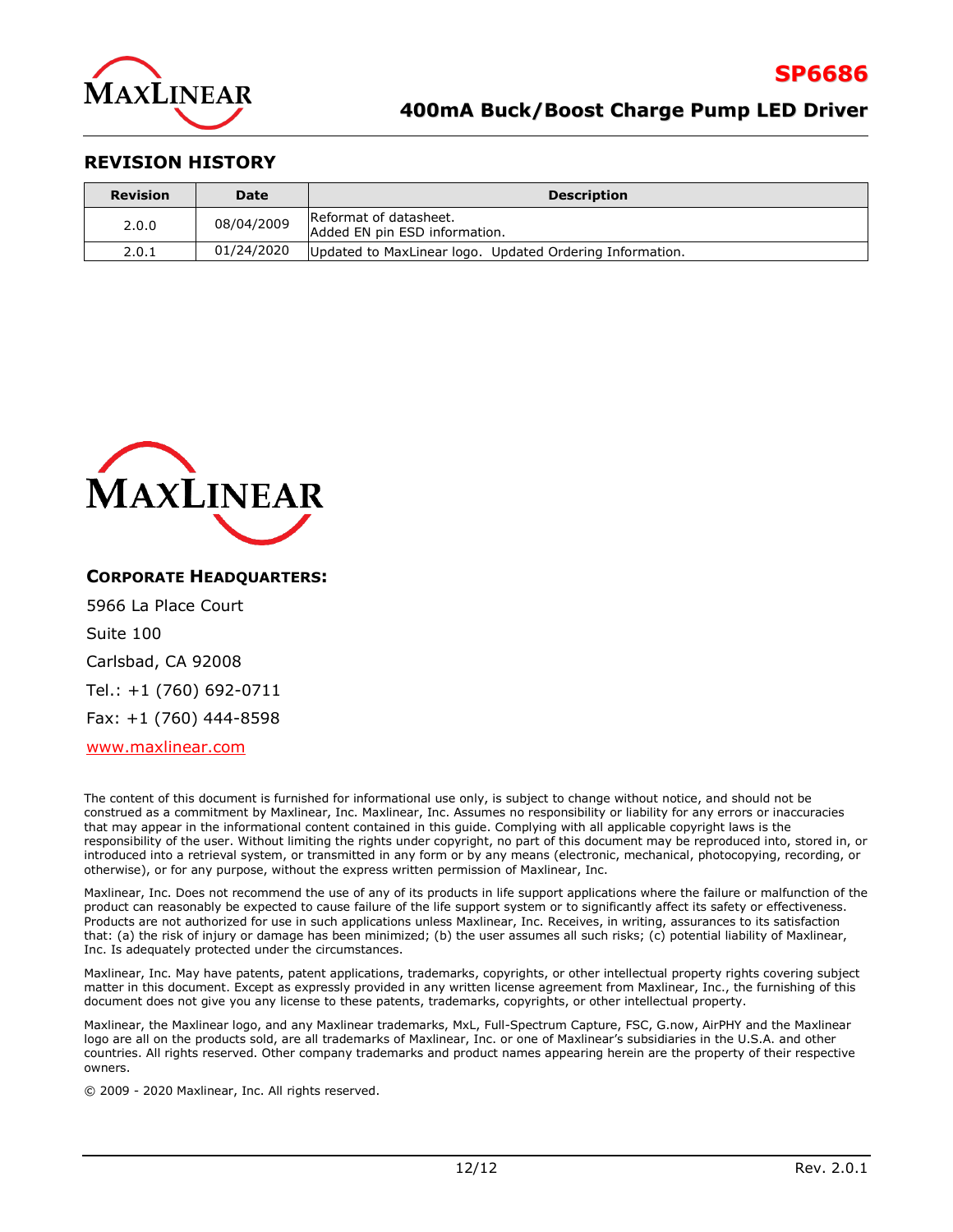## REVISION HISTORY

| Revision | Date | Description |
|---|---|---|
| 2.0.0 | 08/04/2009 | Reformat of datasheet.<br>Added EN pin ESD information. |
| 2.0.1 | 01/24/2020 | Updated to MaxLinear logo. Updated Ordering Information. |

**CORPORATE HEADQUARTERS:**

5966 La Place Court

Suite 100

Carlsbad, CA 92008

Tel.: +1 (760) 692-0711

Fax: +1 (760) 444-8598

www.maxlinear.com

The content of this document is furnished for informational use only, is subject to change without notice, and should not be construed as a commitment by Maxlinear, Inc. Maxlinear, Inc. Assumes no responsibility or liability for any errors or inaccuracies that may appear in the informational content contained in this guide. Complying with all applicable copyright laws is the responsibility of the user. Without limiting the rights under copyright, no part of this document may be reproduced into, stored in, or introduced into a retrieval system, or transmitted in any form or by any means (electronic, mechanical, photocopying, recording, or otherwise), or for any purpose, without the express written permission of Maxlinear, Inc.

Maxlinear, Inc. Does not recommend the use of any of its products in life support applications where the failure or malfunction of the product can reasonably be expected to cause failure of the life support system or to significantly affect its safety or effectiveness. Products are not authorized for use in such applications unless Maxlinear, Inc. Receives, in writing, assurances to its satisfaction that: (a) the risk of injury or damage has been minimized; (b) the user assumes all such risks; (c) potential liability of Maxlinear, Inc. Is adequately protected under the circumstances.

Maxlinear, Inc. May have patents, patent applications, trademarks, copyrights, or other intellectual property rights covering subject matter in this document. Except as expressly provided in any written license agreement from Maxlinear, Inc., the furnishing of this document does not give you any license to these patents, trademarks, copyrights, or other intellectual property.

Maxlinear, the Maxlinear logo, and any Maxlinear trademarks, MxL, Full-Spectrum Capture, FSC, G.now, AirPHY and the Maxlinear logo are all on the products sold, are all trademarks of Maxlinear, Inc. or one of Maxlinear's subsidiaries in the U.S.A. and other countries. All rights reserved. Other company trademarks and product names appearing herein are the property of their respective owners.

© 2009 - 2020 Maxlinear, Inc. All rights reserved.